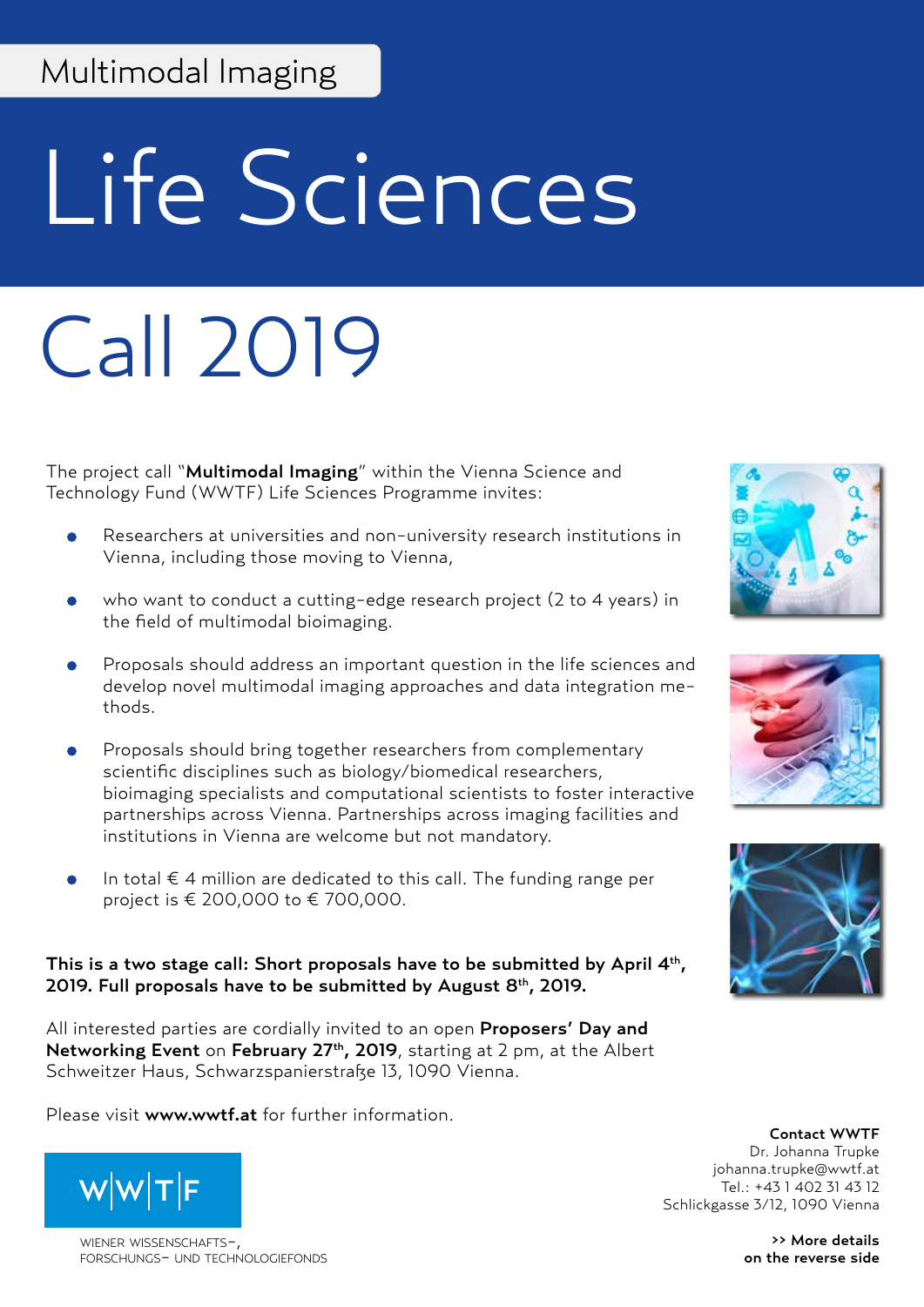Multimodal Imaging

# Life Sciences

# Call 2019

The project call "**Multimodal Imaging**" within the Vienna Science and Technology Fund (WWTF) Life Sciences Programme invites:

- Researchers at universities and non-university research institutions in Vienna, including those moving to Vienna,
- who want to conduct a cutting-edge research project (2 to 4 years) in the field of multimodal bioimaging.
- Proposals should address an important question in the life sciences and develop novel multimodal imaging approaches and data integration methods.
- Proposals should bring together researchers from complementary scientific disciplines such as biology/biomedical researchers, bioimaging specialists and computational scientists to foster interactive partnerships across Vienna. Partnerships across imaging facilities and institutions in Vienna are welcome but not mandatory.
- In total € 4 million are dedicated to this call. The funding range per project is € 200,000 to € 700,000.

**This is a two stage call: Short proposals have to be submitted by April 4th, 2019. Full proposals have to be submitted by August 8th, 2019.**

All interested parties are cordially invited to an open **Proposers' Day and Networking Event** on **February 27th, 2019**, starting at 2 pm, at the Albert Schweitzer Haus, Schwarzspanierstraße 13, 1090 Vienna.

Please visit **www.wwtf.at** for further information.

W|W|T|F

WIENER WISSENSCHAFTS-, FORSCHUNGS- UND TECHNOLOGIEFONDS

**Contact WWTF**
Dr. Johanna Trupke
johanna.trupke@wwtf.at
Tel.: +43 1 402 31 43 12
Schlickgasse 3/12, 1090 Vienna

**>> More details on the reverse side**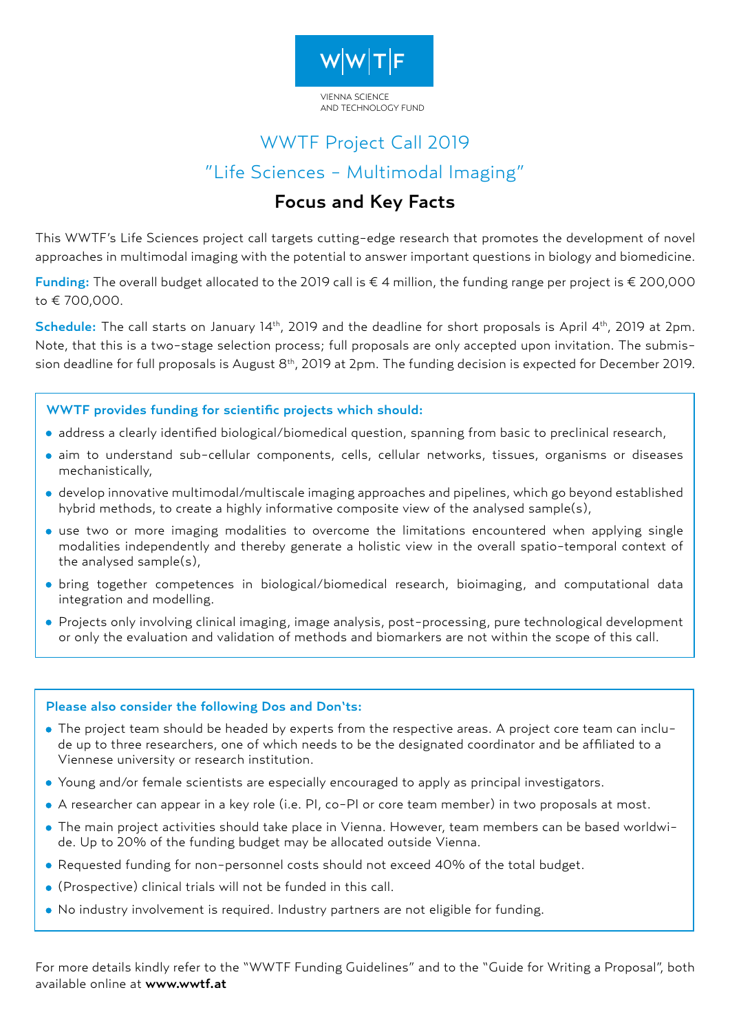W|W|T|F

VIENNA SCIENCE AND TECHNOLOGY FUND

# WWTF Project Call 2019

## "Life Sciences – Multimodal Imaging"

## Focus and Key Facts

This WWTF's Life Sciences project call targets cutting-edge research that promotes the development of novel approaches in multimodal imaging with the potential to answer important questions in biology and biomedicine.

**Funding:** The overall budget allocated to the 2019 call is € 4 million, the funding range per project is € 200,000 to € 700,000.

**Schedule:** The call starts on January 14th, 2019 and the deadline for short proposals is April 4th, 2019 at 2pm. Note, that this is a two-stage selection process; full proposals are only accepted upon invitation. The submission deadline for full proposals is August 8th, 2019 at 2pm. The funding decision is expected for December 2019.

**WWTF provides funding for scientific projects which should:**

- address a clearly identified biological/biomedical question, spanning from basic to preclinical research,
- aim to understand sub-cellular components, cells, cellular networks, tissues, organisms or diseases mechanistically,
- develop innovative multimodal/multiscale imaging approaches and pipelines, which go beyond established hybrid methods, to create a highly informative composite view of the analysed sample(s),
- use two or more imaging modalities to overcome the limitations encountered when applying single modalities independently and thereby generate a holistic view in the overall spatio-temporal context of the analysed sample(s),
- bring together competences in biological/biomedical research, bioimaging, and computational data integration and modelling.
- Projects only involving clinical imaging, image analysis, post-processing, pure technological development or only the evaluation and validation of methods and biomarkers are not within the scope of this call.

**Please also consider the following Dos and Don'ts:**

- The project team should be headed by experts from the respective areas. A project core team can include up to three researchers, one of which needs to be the designated coordinator and be affiliated to a Viennese university or research institution.
- Young and/or female scientists are especially encouraged to apply as principal investigators.
- A researcher can appear in a key role (i.e. PI, co-PI or core team member) in two proposals at most.
- The main project activities should take place in Vienna. However, team members can be based worldwide. Up to 20% of the funding budget may be allocated outside Vienna.
- Requested funding for non-personnel costs should not exceed 40% of the total budget.
- (Prospective) clinical trials will not be funded in this call.
- No industry involvement is required. Industry partners are not eligible for funding.

For more details kindly refer to the "WWTF Funding Guidelines" and to the "Guide for Writing a Proposal", both available online at **www.wwtf.at**